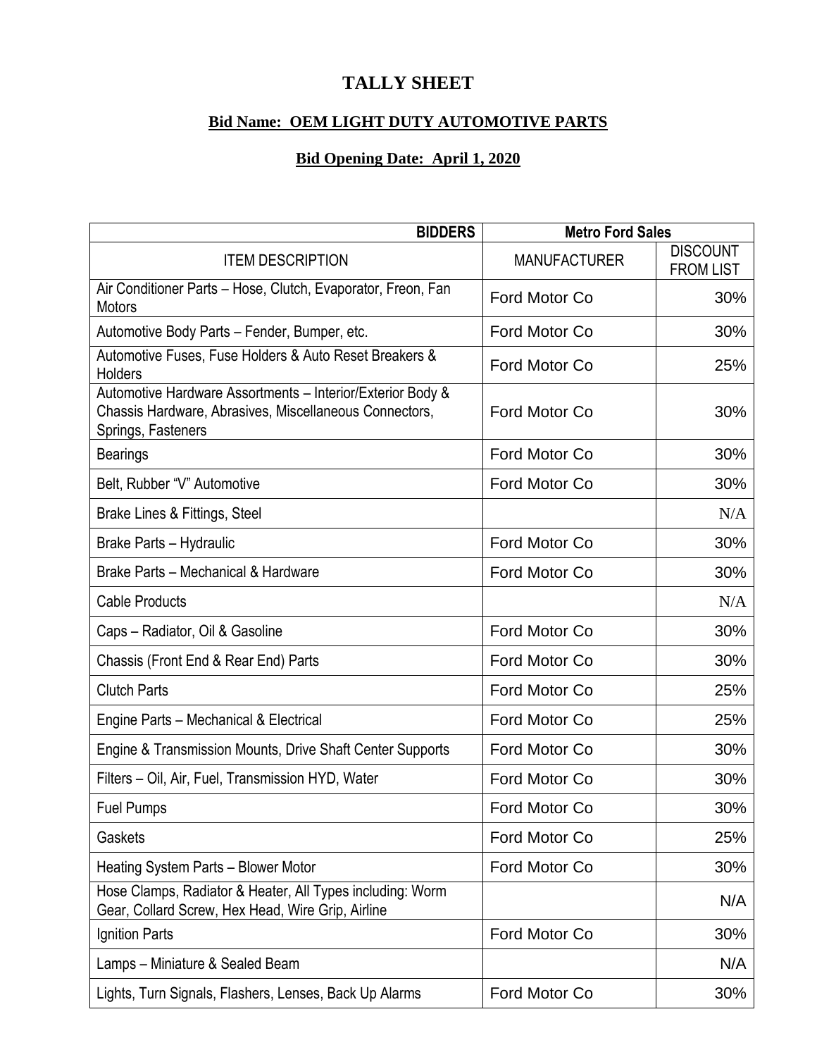# TALLY SHEET

## Bid Name: OEM LIGHT DUTY AUTOMOTIVE PARTS

## Bid Opening Date: April 1, 2020

| BIDDERS | Metro Ford Sales | |
|---|---|---|
| ITEM DESCRIPTION | MANUFACTURER | DISCOUNT FROM LIST |
| Air Conditioner Parts – Hose, Clutch, Evaporator, Freon, Fan Motors | Ford Motor Co | 30% |
| Automotive Body Parts – Fender, Bumper, etc. | Ford Motor Co | 30% |
| Automotive Fuses, Fuse Holders & Auto Reset Breakers & Holders | Ford Motor Co | 25% |
| Automotive Hardware Assortments – Interior/Exterior Body & Chassis Hardware, Abrasives, Miscellaneous Connectors, Springs, Fasteners | Ford Motor Co | 30% |
| Bearings | Ford Motor Co | 30% |
| Belt, Rubber "V" Automotive | Ford Motor Co | 30% |
| Brake Lines & Fittings, Steel | | N/A |
| Brake Parts – Hydraulic | Ford Motor Co | 30% |
| Brake Parts – Mechanical & Hardware | Ford Motor Co | 30% |
| Cable Products | | N/A |
| Caps – Radiator, Oil & Gasoline | Ford Motor Co | 30% |
| Chassis (Front End & Rear End) Parts | Ford Motor Co | 30% |
| Clutch Parts | Ford Motor Co | 25% |
| Engine Parts – Mechanical & Electrical | Ford Motor Co | 25% |
| Engine & Transmission Mounts, Drive Shaft Center Supports | Ford Motor Co | 30% |
| Filters – Oil, Air, Fuel, Transmission HYD, Water | Ford Motor Co | 30% |
| Fuel Pumps | Ford Motor Co | 30% |
| Gaskets | Ford Motor Co | 25% |
| Heating System Parts – Blower Motor | Ford Motor Co | 30% |
| Hose Clamps, Radiator & Heater, All Types including: Worm Gear, Collard Screw, Hex Head, Wire Grip, Airline | | N/A |
| Ignition Parts | Ford Motor Co | 30% |
| Lamps – Miniature & Sealed Beam | | N/A |
| Lights, Turn Signals, Flashers, Lenses, Back Up Alarms | Ford Motor Co | 30% |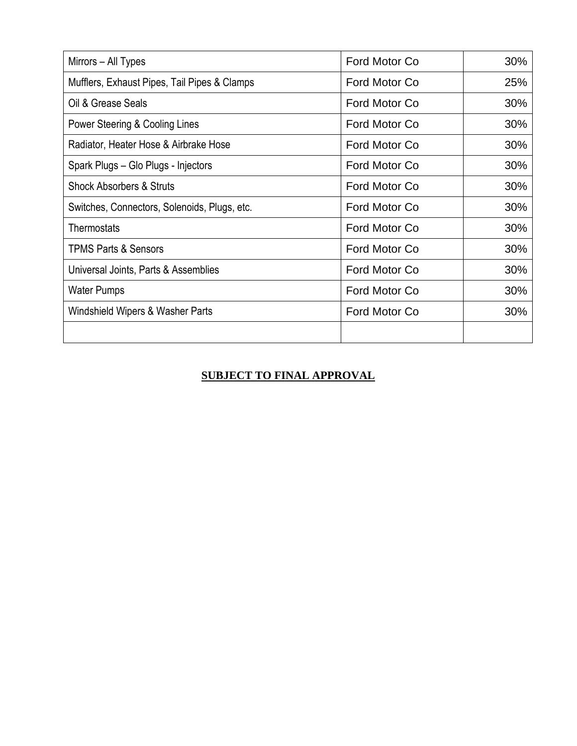| | | |
|---|---|---|
| Mirrors – All Types | Ford Motor Co | 30% |
| Mufflers, Exhaust Pipes, Tail Pipes & Clamps | Ford Motor Co | 25% |
| Oil & Grease Seals | Ford Motor Co | 30% |
| Power Steering & Cooling Lines | Ford Motor Co | 30% |
| Radiator, Heater Hose & Airbrake Hose | Ford Motor Co | 30% |
| Spark Plugs – Glo Plugs - Injectors | Ford Motor Co | 30% |
| Shock Absorbers & Struts | Ford Motor Co | 30% |
| Switches, Connectors, Solenoids, Plugs, etc. | Ford Motor Co | 30% |
| Thermostats | Ford Motor Co | 30% |
| TPMS Parts & Sensors | Ford Motor Co | 30% |
| Universal Joints, Parts & Assemblies | Ford Motor Co | 30% |
| Water Pumps | Ford Motor Co | 30% |
| Windshield Wipers & Washer Parts | Ford Motor Co | 30% |
| | | |

**SUBJECT TO FINAL APPROVAL**